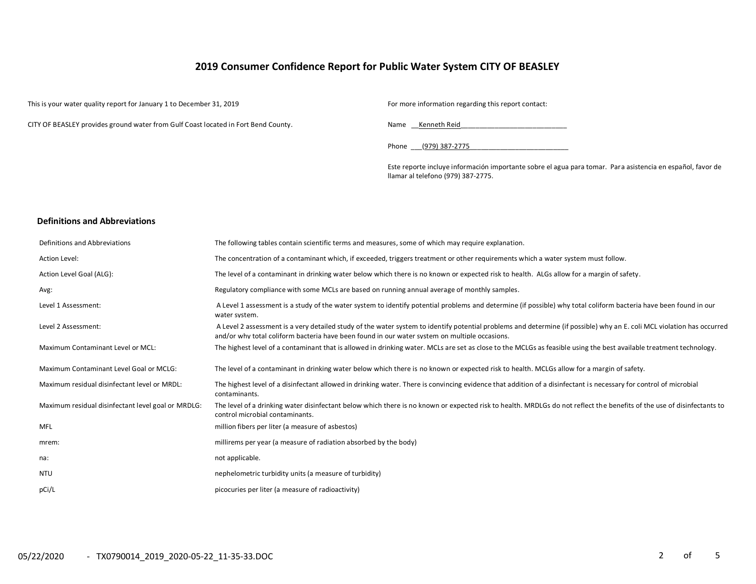# 2019 Consumer Confidence Report for Public Water System CITY OF BEASLEY

This is your water quality report for January 1 to December 31, 2019

CITY OF BEASLEY provides ground water from Gulf Coast located in Fort Bend County.

For more information regarding this report contact:

Name Kenneth Reid

Phone (979) 387-2775

Este reporte incluye información importante sobre el agua para tomar. Para asistencia en español, favor de llamar al telefono (979) 387-2775.

## Definitions and Abbreviations

| | |
|---|---|
| Definitions and Abbreviations | The following tables contain scientific terms and measures, some of which may require explanation. |
| Action Level: | The concentration of a contaminant which, if exceeded, triggers treatment or other requirements which a water system must follow. |
| Action Level Goal (ALG): | The level of a contaminant in drinking water below which there is no known or expected risk to health. ALGs allow for a margin of safety. |
| Avg: | Regulatory compliance with some MCLs are based on running annual average of monthly samples. |
| Level 1 Assessment: | A Level 1 assessment is a study of the water system to identify potential problems and determine (if possible) why total coliform bacteria have been found in our water system. |
| Level 2 Assessment: | A Level 2 assessment is a very detailed study of the water system to identify potential problems and determine (if possible) why an E. coli MCL violation has occurred and/or why total coliform bacteria have been found in our water system on multiple occasions. |
| Maximum Contaminant Level or MCL: | The highest level of a contaminant that is allowed in drinking water. MCLs are set as close to the MCLGs as feasible using the best available treatment technology. |
| Maximum Contaminant Level Goal or MCLG: | The level of a contaminant in drinking water below which there is no known or expected risk to health. MCLGs allow for a margin of safety. |
| Maximum residual disinfectant level or MRDL: | The highest level of a disinfectant allowed in drinking water. There is convincing evidence that addition of a disinfectant is necessary for control of microbial contaminants. |
| Maximum residual disinfectant level goal or MRDLG: | The level of a drinking water disinfectant below which there is no known or expected risk to health. MRDLGs do not reflect the benefits of the use of disinfectants to control microbial contaminants. |
| MFL | million fibers per liter (a measure of asbestos) |
| mrem: | millirems per year (a measure of radiation absorbed by the body) |
| na: | not applicable. |
| NTU | nephelometric turbidity units (a measure of turbidity) |
| pCi/L | picocuries per liter (a measure of radioactivity) |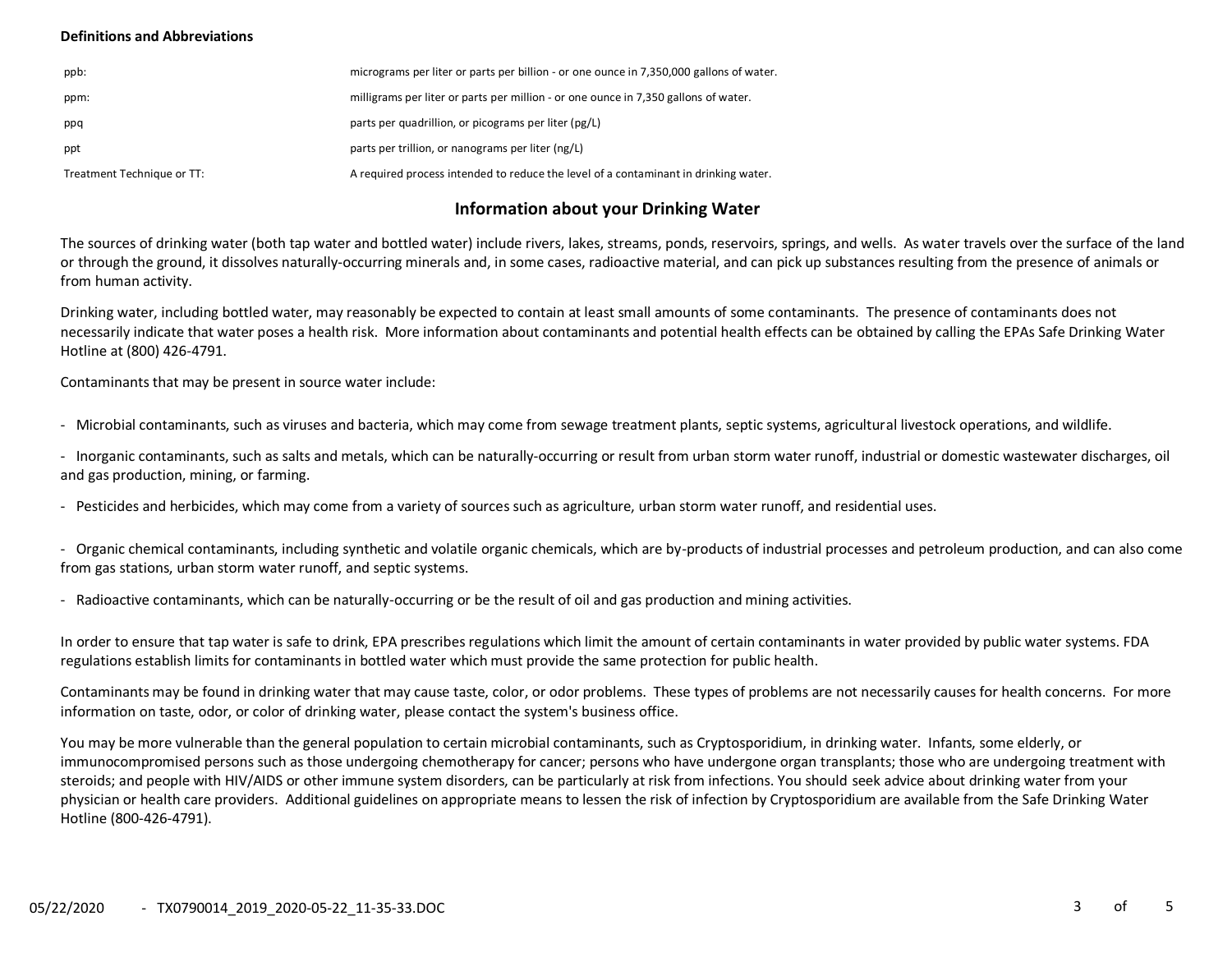**Definitions and Abbreviations**

| | |
|---|---|
| ppb: | micrograms per liter or parts per billion - or one ounce in 7,350,000 gallons of water. |
| ppm: | milligrams per liter or parts per million - or one ounce in 7,350 gallons of water. |
| ppq | parts per quadrillion, or picograms per liter (pg/L) |
| ppt | parts per trillion, or nanograms per liter (ng/L) |
| Treatment Technique or TT: | A required process intended to reduce the level of a contaminant in drinking water. |

## Information about your Drinking Water

The sources of drinking water (both tap water and bottled water) include rivers, lakes, streams, ponds, reservoirs, springs, and wells. As water travels over the surface of the land or through the ground, it dissolves naturally-occurring minerals and, in some cases, radioactive material, and can pick up substances resulting from the presence of animals or from human activity.

Drinking water, including bottled water, may reasonably be expected to contain at least small amounts of some contaminants. The presence of contaminants does not necessarily indicate that water poses a health risk. More information about contaminants and potential health effects can be obtained by calling the EPAs Safe Drinking Water Hotline at (800) 426-4791.

Contaminants that may be present in source water include:

- Microbial contaminants, such as viruses and bacteria, which may come from sewage treatment plants, septic systems, agricultural livestock operations, and wildlife.
- Inorganic contaminants, such as salts and metals, which can be naturally-occurring or result from urban storm water runoff, industrial or domestic wastewater discharges, oil and gas production, mining, or farming.
- Pesticides and herbicides, which may come from a variety of sources such as agriculture, urban storm water runoff, and residential uses.
- Organic chemical contaminants, including synthetic and volatile organic chemicals, which are by-products of industrial processes and petroleum production, and can also come from gas stations, urban storm water runoff, and septic systems.
- Radioactive contaminants, which can be naturally-occurring or be the result of oil and gas production and mining activities.

In order to ensure that tap water is safe to drink, EPA prescribes regulations which limit the amount of certain contaminants in water provided by public water systems. FDA regulations establish limits for contaminants in bottled water which must provide the same protection for public health.

Contaminants may be found in drinking water that may cause taste, color, or odor problems. These types of problems are not necessarily causes for health concerns. For more information on taste, odor, or color of drinking water, please contact the system's business office.

You may be more vulnerable than the general population to certain microbial contaminants, such as Cryptosporidium, in drinking water. Infants, some elderly, or immunocompromised persons such as those undergoing chemotherapy for cancer; persons who have undergone organ transplants; those who are undergoing treatment with steroids; and people with HIV/AIDS or other immune system disorders, can be particularly at risk from infections. You should seek advice about drinking water from your physician or health care providers. Additional guidelines on appropriate means to lessen the risk of infection by Cryptosporidium are available from the Safe Drinking Water Hotline (800-426-4791).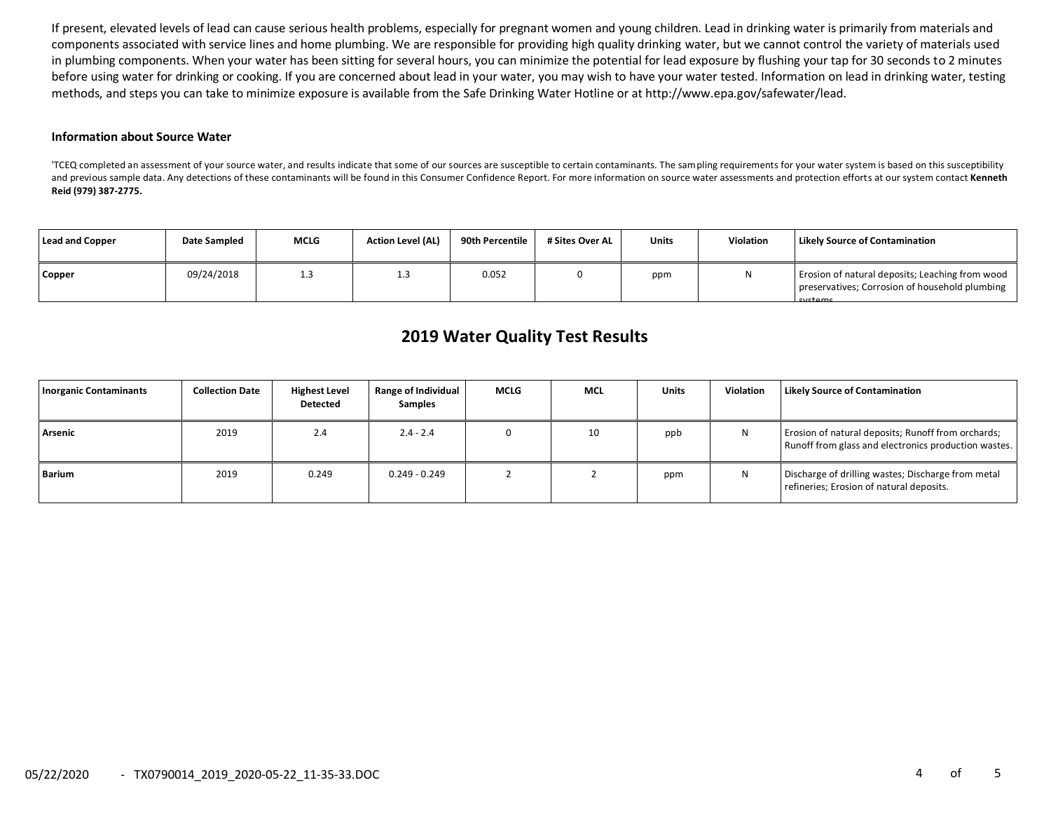If present, elevated levels of lead can cause serious health problems, especially for pregnant women and young children. Lead in drinking water is primarily from materials and components associated with service lines and home plumbing. We are responsible for providing high quality drinking water, but we cannot control the variety of materials used in plumbing components. When your water has been sitting for several hours, you can minimize the potential for lead exposure by flushing your tap for 30 seconds to 2 minutes before using water for drinking or cooking. If you are concerned about lead in your water, you may wish to have your water tested. Information on lead in drinking water, testing methods, and steps you can take to minimize exposure is available from the Safe Drinking Water Hotline or at http://www.epa.gov/safewater/lead.

#### Information about Source Water

'TCEQ completed an assessment of your source water, and results indicate that some of our sources are susceptible to certain contaminants. The sampling requirements for your water system is based on this susceptibility and previous sample data. Any detections of these contaminants will be found in this Consumer Confidence Report. For more information on source water assessments and protection efforts at our system contact **Kenneth Reid (979) 387-2775.**

| Lead and Copper | Date Sampled | MCLG | Action Level (AL) | 90th Percentile | # Sites Over AL | Units | Violation | Likely Source of Contamination |
|---|---|---|---|---|---|---|---|---|
| Copper | 09/24/2018 | 1.3 | 1.3 | 0.052 | 0 | ppm | N | Erosion of natural deposits; Leaching from wood preservatives; Corrosion of household plumbing systems. |

## 2019 Water Quality Test Results

| Inorganic Contaminants | Collection Date | Highest Level Detected | Range of Individual Samples | MCLG | MCL | Units | Violation | Likely Source of Contamination |
|---|---|---|---|---|---|---|---|---|
| Arsenic | 2019 | 2.4 | 2.4 - 2.4 | 0 | 10 | ppb | N | Erosion of natural deposits; Runoff from orchards; Runoff from glass and electronics production wastes. |
| Barium | 2019 | 0.249 | 0.249 - 0.249 | 2 | 2 | ppm | N | Discharge of drilling wastes; Discharge from metal refineries; Erosion of natural deposits. |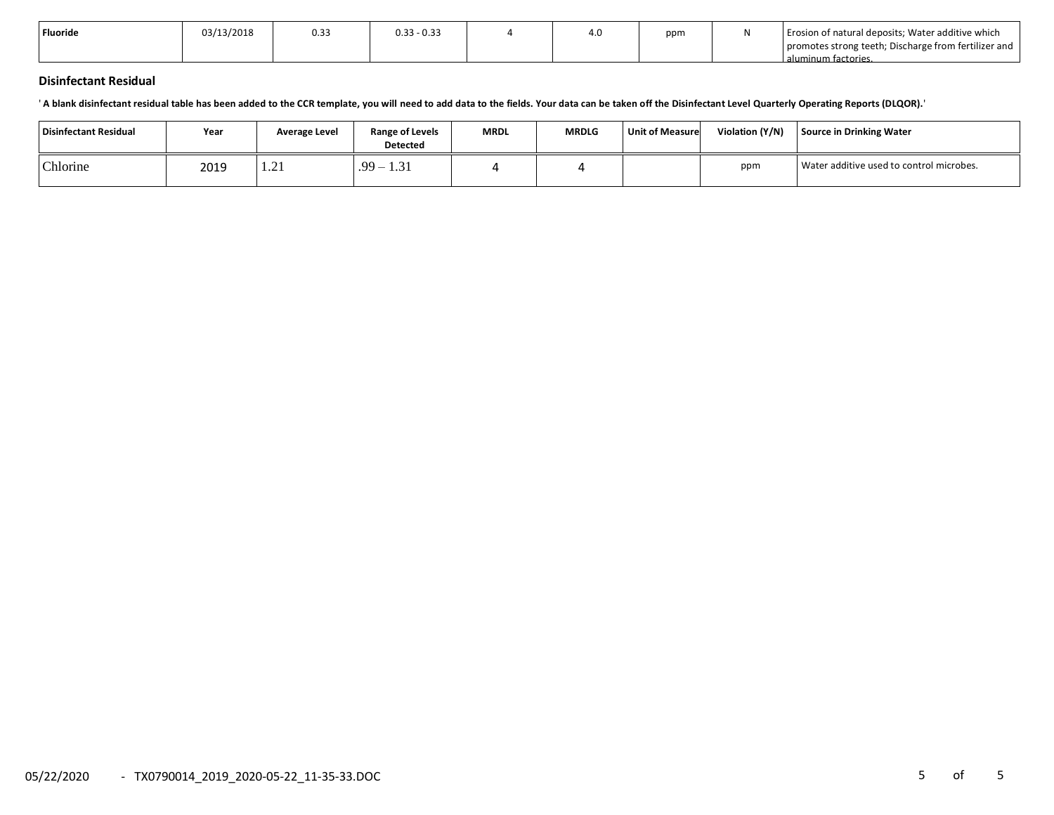| | | | | | | | | |
|---|---|---|---|---|---|---|---|---|
| **Fluoride** | 03/13/2018 | 0.33 | 0.33 - 0.33 | 4 | 4.0 | ppm | N | Erosion of natural deposits; Water additive which promotes strong teeth; Discharge from fertilizer and aluminum factories. |

## Disinfectant Residual

' **A blank disinfectant residual table has been added to the CCR template, you will need to add data to the fields. Your data can be taken off the Disinfectant Level Quarterly Operating Reports (DLQOR).**'

| Disinfectant Residual | Year | Average Level | Range of Levels Detected | MRDL | MRDLG | Unit of Measure | Violation (Y/N) | Source in Drinking Water |
|---|---|---|---|---|---|---|---|---|
| Chlorine | 2019 | 1.21 | .99 – 1.31 | 4 | 4 | | ppm | Water additive used to control microbes. |